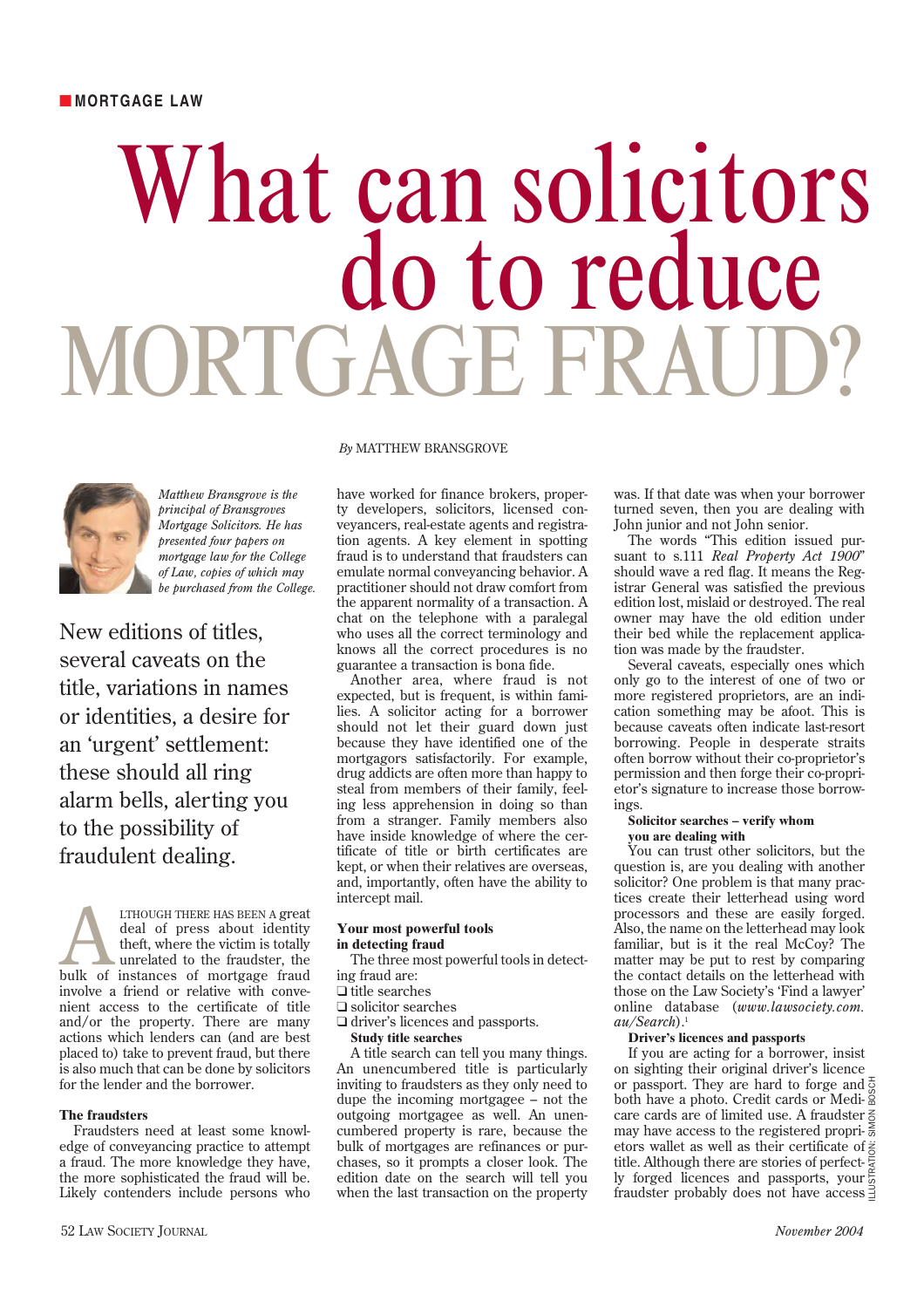MORTGAGE LAW

# What can solicitors do to reduce MORTGAGE FRAUD?

*By* MATTHEW BRANSGROVE

*Matthew Bransgrove is the principal of Bransgroves Mortgage Solicitors. He has presented four papers on mortgage law for the College of Law, copies of which may be purchased from the College.*

New editions of titles, several caveats on the title, variations in names or identities, a desire for an 'urgent' settlement: these should all ring alarm bells, alerting you to the possibility of fraudulent dealing.

ALTHOUGH THERE HAS BEEN A great deal of press about identity theft, where the victim is totally unrelated to the fraudster, the bulk of instances of mortgage fraud involve a friend or relative with convenient access to the certificate of title and/or the property. There are many actions which lenders can (and are best placed to) take to prevent fraud, but there is also much that can be done by solicitors for the lender and the borrower.

### The fraudsters

Fraudsters need at least some knowledge of conveyancing practice to attempt a fraud. The more knowledge they have, the more sophisticated the fraud will be. Likely contenders include persons who have worked for finance brokers, property developers, solicitors, licensed conveyancers, real-estate agents and registration agents. A key element in spotting fraud is to understand that fraudsters can emulate normal conveyancing behavior. A practitioner should not draw comfort from the apparent normality of a transaction. A chat on the telephone with a paralegal who uses all the correct terminology and knows all the correct procedures is no guarantee a transaction is bona fide.

Another area, where fraud is not expected, but is frequent, is within families. A solicitor acting for a borrower should not let their guard down just because they have identified one of the mortgagors satisfactorily. For example, drug addicts are often more than happy to steal from members of their family, feeling less apprehension in doing so than from a stranger. Family members also have inside knowledge of where the certificate of title or birth certificates are kept, or when their relatives are overseas, and, importantly, often have the ability to intercept mail.

### Your most powerful tools in detecting fraud

The three most powerful tools in detecting fraud are:

- title searches
- solicitor searches
- driver's licences and passports.

**Study title searches**

A title search can tell you many things. An unencumbered title is particularly inviting to fraudsters as they only need to dupe the incoming mortgagee – not the outgoing mortgagee as well. An unencumbered property is rare, because the bulk of mortgages are refinances or purchases, so it prompts a closer look. The edition date on the search will tell you when the last transaction on the property was. If that date was when your borrower turned seven, then you are dealing with John junior and not John senior.

The words "This edition issued pursuant to s.111 *Real Property Act 1900*" should wave a red flag. It means the Registrar General was satisfied the previous edition lost, mislaid or destroyed. The real owner may have the old edition under their bed while the replacement application was made by the fraudster.

Several caveats, especially ones which only go to the interest of one of two or more registered proprietors, are an indication something may be afoot. This is because caveats often indicate last-resort borrowing. People in desperate straits often borrow without their co-proprietor's permission and then forge their co-proprietor's signature to increase those borrowings.

**Solicitor searches – verify whom you are dealing with**

You can trust other solicitors, but the question is, are you dealing with another solicitor? One problem is that many practices create their letterhead using word processors and these are easily forged. Also, the name on the letterhead may look familiar, but is it the real McCoy? The matter may be put to rest by comparing the contact details on the letterhead with those on the Law Society's 'Find a lawyer' online database (*www.lawsociety.com.au/Search*).[1]

**Driver's licences and passports**

If you are acting for a borrower, insist on sighting their original driver's licence or passport. They are hard to forge and both have a photo. Credit cards or Medicare cards are of limited use. A fraudster may have access to the registered proprietors wallet as well as their certificate of title. Although there are stories of perfectly forged licences and passports, your fraudster probably does not have access

ILLUSTRATION: SIMON BOSCH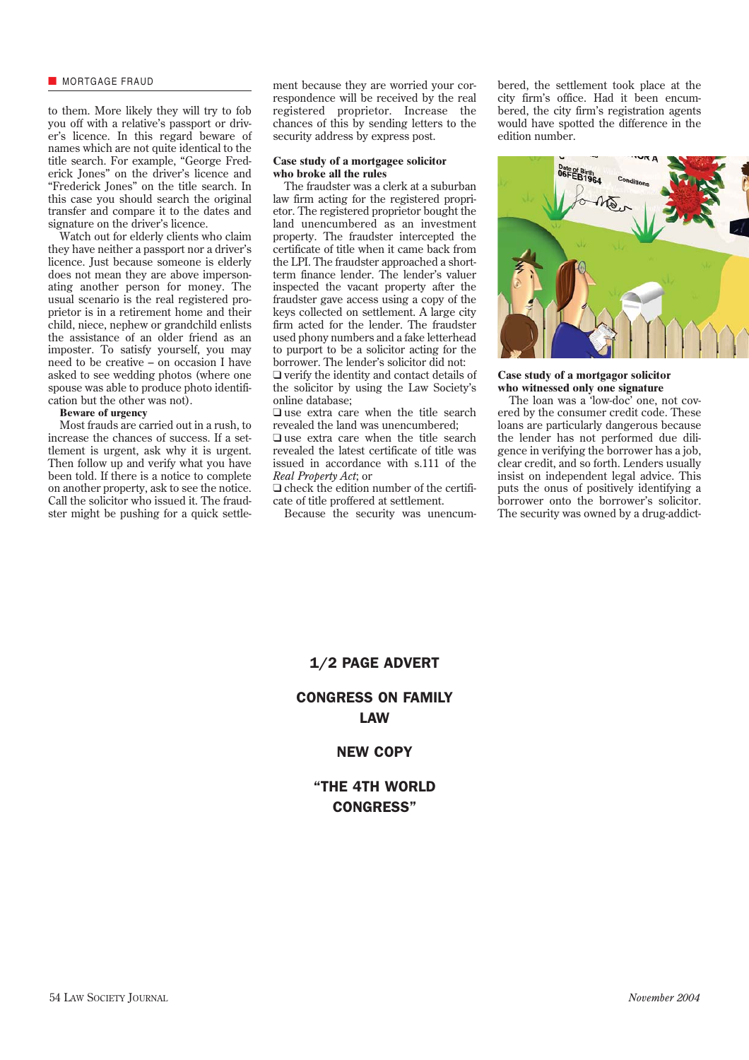to them. More likely they will try to fob you off with a relative's passport or driver's licence. In this regard beware of names which are not quite identical to the title search. For example, "George Frederick Jones" on the driver's licence and "Frederick Jones" on the title search. In this case you should search the original transfer and compare it to the dates and signature on the driver's licence.

Watch out for elderly clients who claim they have neither a passport nor a driver's licence. Just because someone is elderly does not mean they are above impersonating another person for money. The usual scenario is the real registered proprietor is in a retirement home and their child, niece, nephew or grandchild enlists the assistance of an older friend as an imposter. To satisfy yourself, you may need to be creative – on occasion I have asked to see wedding photos (where one spouse was able to produce photo identification but the other was not).

**Beware of urgency**

Most frauds are carried out in a rush, to increase the chances of success. If a settlement is urgent, ask why it is urgent. Then follow up and verify what you have been told. If there is a notice to complete on another property, ask to see the notice. Call the solicitor who issued it. The fraudster might be pushing for a quick settlement because they are worried your correspondence will be received by the real registered proprietor. Increase the chances of this by sending letters to the security address by express post.

**Case study of a mortgagee solicitor who broke all the rules**

The fraudster was a clerk at a suburban law firm acting for the registered proprietor. The registered proprietor bought the land unencumbered as an investment property. The fraudster intercepted the certificate of title when it came back from the LPI. The fraudster approached a short-term finance lender. The lender's valuer inspected the vacant property after the fraudster gave access using a copy of the keys collected on settlement. A large city firm acted for the lender. The fraudster used phony numbers and a fake letterhead to purport to be a solicitor acting for the borrower. The lender's solicitor did not:

- ❑ verify the identity and contact details of the solicitor by using the Law Society's online database;
- ❑ use extra care when the title search revealed the land was unencumbered;
- ❑ use extra care when the title search revealed the latest certificate of title was issued in accordance with s.111 of the *Real Property Act*; or
- ❑ check the edition number of the certificate of title proffered at settlement.

Because the security was unencumbered, the settlement took place at the city firm's office. Had it been encumbered, the city firm's registration agents would have spotted the difference in the edition number.

**Case study of a mortgagor solicitor who witnessed only one signature**

The loan was a 'low-doc' one, not covered by the consumer credit code. These loans are particularly dangerous because the lender has not performed due diligence in verifying the borrower has a job, clear credit, and so forth. Lenders usually insist on independent legal advice. This puts the onus of positively identifying a borrower onto the borrower's solicitor. The security was owned by a drug-addict-

1/2 PAGE ADVERT

CONGRESS ON FAMILY LAW

NEW COPY

"THE 4TH WORLD CONGRESS"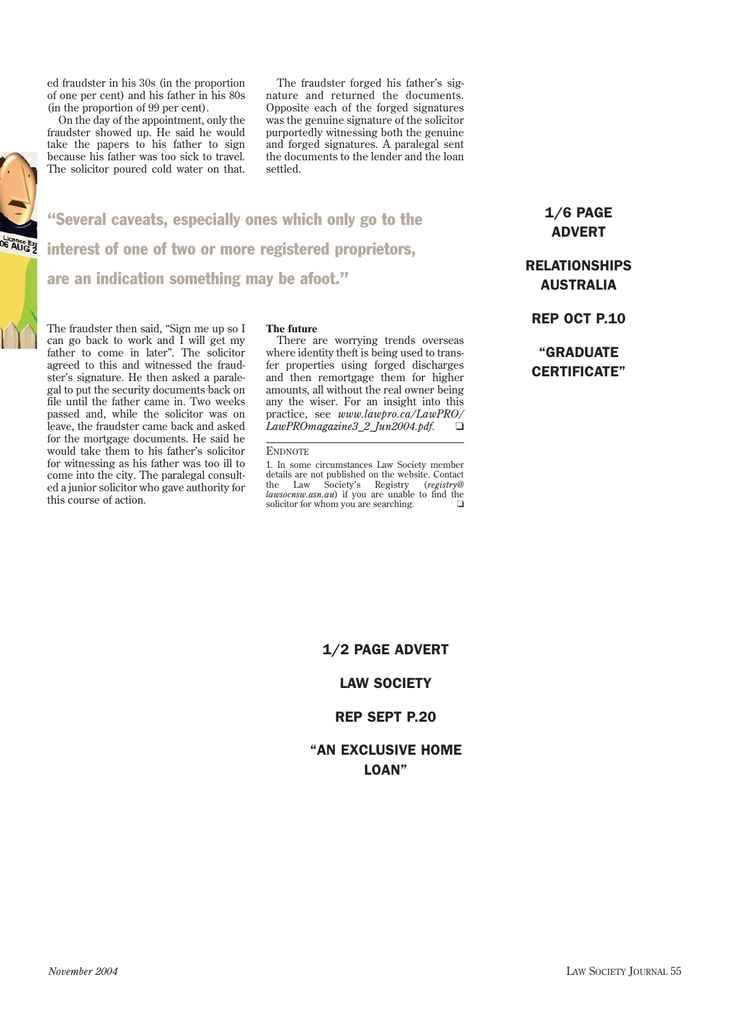ed fraudster in his 30s (in the proportion of one per cent) and his father in his 80s (in the proportion of 99 per cent).

On the day of the appointment, only the fraudster showed up. He said he would take the papers to his father to sign because his father was too sick to travel. The solicitor poured cold water on that. The fraudster then said, "Sign me up so I can go back to work and I will get my father to come in later". The solicitor agreed to this and witnessed the fraudster's signature. He then asked a paralegal to put the security documents back on file until the father came in. Two weeks passed and, while the solicitor was on leave, the fraudster came back and asked for the mortgage documents. He said he would take them to his father's solicitor for witnessing as his father was too ill to come into the city. The paralegal consulted a junior solicitor who gave authority for this course of action.

The fraudster forged his father's signature and returned the documents. Opposite each of the forged signatures was the genuine signature of the solicitor purportedly witnessing both the genuine and forged signatures. A paralegal sent the documents to the lender and the loan settled.

> "Several caveats, especially ones which only go to the interest of one of two or more registered proprietors, are an indication something may be afoot."

**The future**

There are worrying trends overseas where identity theft is being used to transfer properties using forged discharges and then remortgage them for higher amounts, all without the real owner being any the wiser. For an insight into this practice, see *www.lawpro.ca/LawPRO/LawPROmagazine3_2_Jun2004.pdf*. ❑

ENDNOTE

1. In some circumstances Law Society member details are not published on the website. Contact the Law Society's Registry (*registry@lawsocnsw.asn.au*) if you are unable to find the solicitor for whom you are searching. ❑

**1/6 PAGE ADVERT**

**RELATIONSHIPS AUSTRALIA**

**REP OCT P.10**

**"GRADUATE CERTIFICATE"**

**1/2 PAGE ADVERT**

**LAW SOCIETY**

**REP SEPT P.20**

**"AN EXCLUSIVE HOME LOAN"**